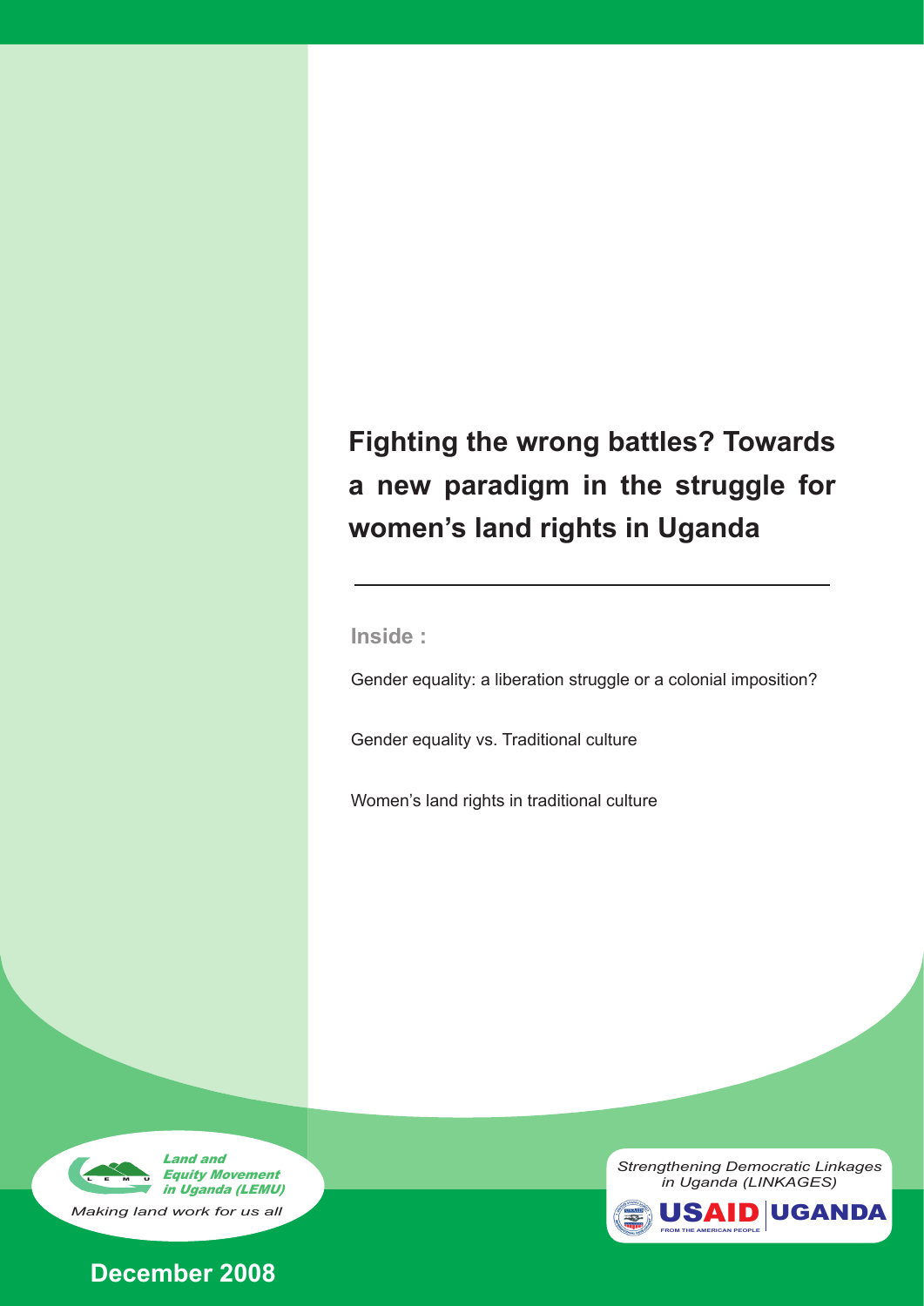# Fighting the wrong battles? Towards a new paradigm in the struggle for women's land rights in Uganda

**Inside :**

Gender equality: a liberation struggle or a colonial imposition?

Gender equality vs. Traditional culture

Women's land rights in traditional culture

*Land and Equity Movement in Uganda (LEMU)*

*Making land work for us all*

*Strengthening Democratic Linkages in Uganda (LINKAGES)*

USAID | UGANDA

FROM THE AMERICAN PEOPLE

**December 2008**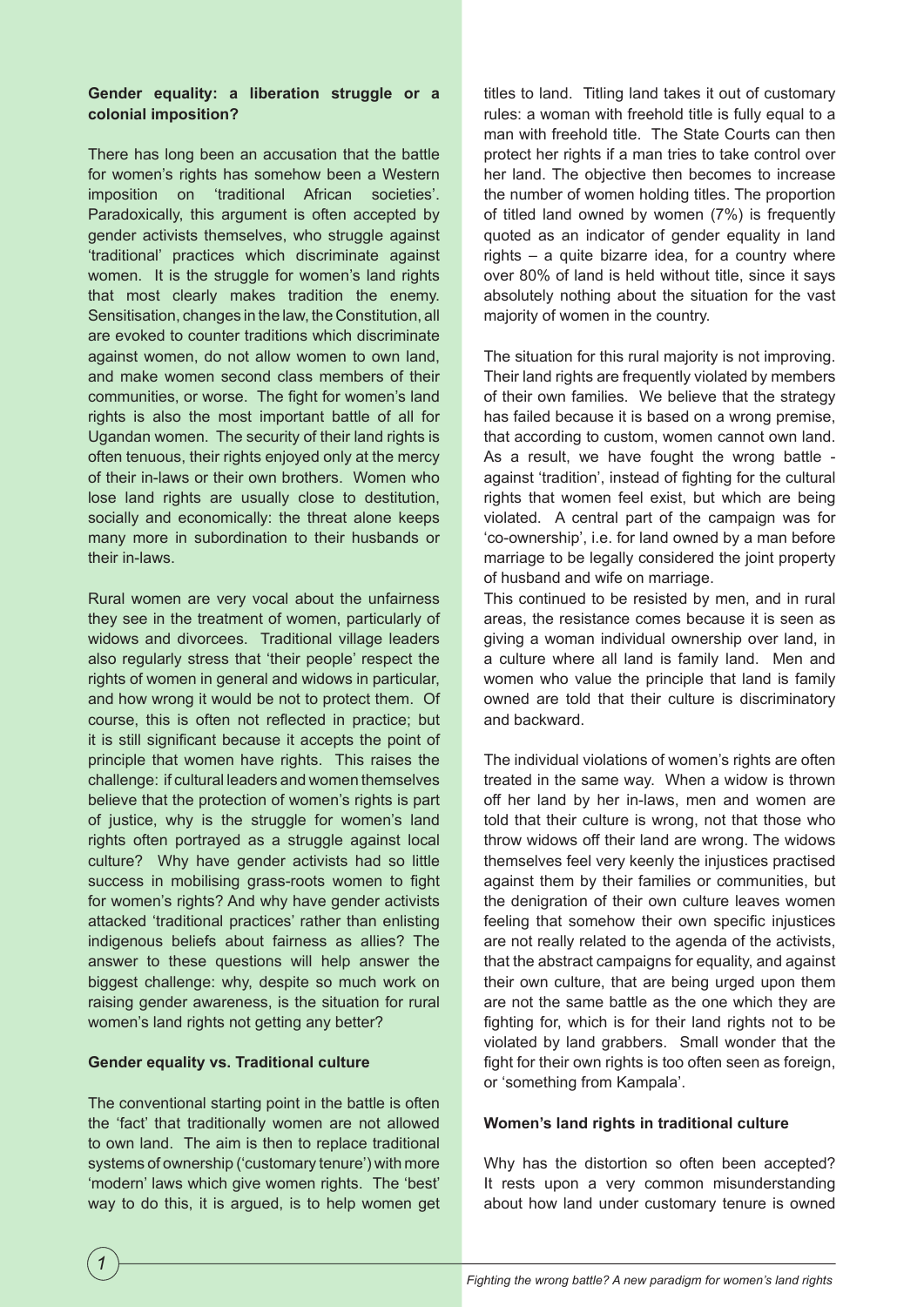**Gender equality: a liberation struggle or a colonial imposition?**

There has long been an accusation that the battle for women's rights has somehow been a Western imposition on 'traditional African societies'. Paradoxically, this argument is often accepted by gender activists themselves, who struggle against 'traditional' practices which discriminate against women. It is the struggle for women's land rights that most clearly makes tradition the enemy. Sensitisation, changes in the law, the Constitution, all are evoked to counter traditions which discriminate against women, do not allow women to own land, and make women second class members of their communities, or worse. The fight for women's land rights is also the most important battle of all for Ugandan women. The security of their land rights is often tenuous, their rights enjoyed only at the mercy of their in-laws or their own brothers. Women who lose land rights are usually close to destitution, socially and economically: the threat alone keeps many more in subordination to their husbands or their in-laws.

Rural women are very vocal about the unfairness they see in the treatment of women, particularly of widows and divorcees. Traditional village leaders also regularly stress that 'their people' respect the rights of women in general and widows in particular, and how wrong it would be not to protect them. Of course, this is often not reflected in practice; but it is still significant because it accepts the point of principle that women have rights. This raises the challenge: if cultural leaders and women themselves believe that the protection of women's rights is part of justice, why is the struggle for women's land rights often portrayed as a struggle against local culture? Why have gender activists had so little success in mobilising grass-roots women to fight for women's rights? And why have gender activists attacked 'traditional practices' rather than enlisting indigenous beliefs about fairness as allies? The answer to these questions will help answer the biggest challenge: why, despite so much work on raising gender awareness, is the situation for rural women's land rights not getting any better?

**Gender equality vs. Traditional culture**

The conventional starting point in the battle is often the 'fact' that traditionally women are not allowed to own land. The aim is then to replace traditional systems of ownership ('customary tenure') with more 'modern' laws which give women rights. The 'best' way to do this, it is argued, is to help women get titles to land. Titling land takes it out of customary rules: a woman with freehold title is fully equal to a man with freehold title. The State Courts can then protect her rights if a man tries to take control over her land. The objective then becomes to increase the number of women holding titles. The proportion of titled land owned by women (7%) is frequently quoted as an indicator of gender equality in land rights – a quite bizarre idea, for a country where over 80% of land is held without title, since it says absolutely nothing about the situation for the vast majority of women in the country.

The situation for this rural majority is not improving. Their land rights are frequently violated by members of their own families. We believe that the strategy has failed because it is based on a wrong premise, that according to custom, women cannot own land. As a result, we have fought the wrong battle - against 'tradition', instead of fighting for the cultural rights that women feel exist, but which are being violated. A central part of the campaign was for 'co-ownership', i.e. for land owned by a man before marriage to be legally considered the joint property of husband and wife on marriage.

This continued to be resisted by men, and in rural areas, the resistance comes because it is seen as giving a woman individual ownership over land, in a culture where all land is family land. Men and women who value the principle that land is family owned are told that their culture is discriminatory and backward.

The individual violations of women's rights are often treated in the same way. When a widow is thrown off her land by her in-laws, men and women are told that their culture is wrong, not that those who throw widows off their land are wrong. The widows themselves feel very keenly the injustices practised against them by their families or communities, but the denigration of their own culture leaves women feeling that somehow their own specific injustices are not really related to the agenda of the activists, that the abstract campaigns for equality, and against their own culture, that are being urged upon them are not the same battle as the one which they are fighting for, which is for their land rights not to be violated by land grabbers. Small wonder that the fight for their own rights is too often seen as foreign, or 'something from Kampala'.

**Women's land rights in traditional culture**

Why has the distortion so often been accepted? It rests upon a very common misunderstanding about how land under customary tenure is owned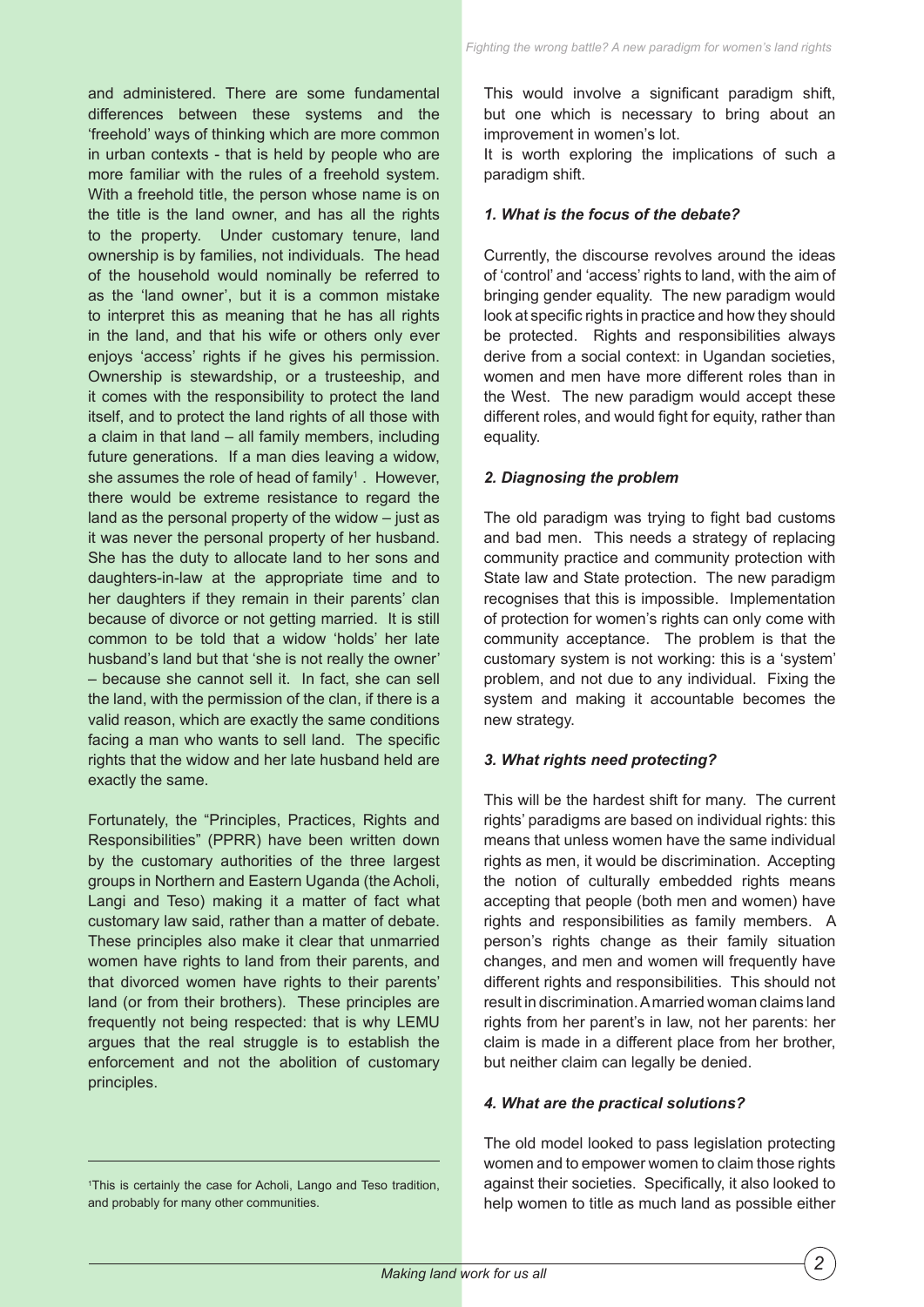and administered. There are some fundamental differences between these systems and the 'freehold' ways of thinking which are more common in urban contexts - that is held by people who are more familiar with the rules of a freehold system. With a freehold title, the person whose name is on the title is the land owner, and has all the rights to the property. Under customary tenure, land ownership is by families, not individuals. The head of the household would nominally be referred to as the 'land owner', but it is a common mistake to interpret this as meaning that he has all rights in the land, and that his wife or others only ever enjoys 'access' rights if he gives his permission. Ownership is stewardship, or a trusteeship, and it comes with the responsibility to protect the land itself, and to protect the land rights of all those with a claim in that land – all family members, including future generations. If a man dies leaving a widow, she assumes the role of head of family[1]. However, there would be extreme resistance to regard the land as the personal property of the widow – just as it was never the personal property of her husband. She has the duty to allocate land to her sons and daughters-in-law at the appropriate time and to her daughters if they remain in their parents' clan because of divorce or not getting married. It is still common to be told that a widow 'holds' her late husband's land but that 'she is not really the owner' – because she cannot sell it. In fact, she can sell the land, with the permission of the clan, if there is a valid reason, which are exactly the same conditions facing a man who wants to sell land. The specific rights that the widow and her late husband held are exactly the same.

Fortunately, the "Principles, Practices, Rights and Responsibilities" (PPRR) have been written down by the customary authorities of the three largest groups in Northern and Eastern Uganda (the Acholi, Langi and Teso) making it a matter of fact what customary law said, rather than a matter of debate. These principles also make it clear that unmarried women have rights to land from their parents, and that divorced women have rights to their parents' land (or from their brothers). These principles are frequently not being respected: that is why LEMU argues that the real struggle is to establish the enforcement and not the abolition of customary principles.

[1]This is certainly the case for Acholi, Lango and Teso tradition, and probably for many other communities.

This would involve a significant paradigm shift, but one which is necessary to bring about an improvement in women's lot.

It is worth exploring the implications of such a paradigm shift.

### *1. What is the focus of the debate?*

Currently, the discourse revolves around the ideas of 'control' and 'access' rights to land, with the aim of bringing gender equality. The new paradigm would look at specific rights in practice and how they should be protected. Rights and responsibilities always derive from a social context: in Ugandan societies, women and men have more different roles than in the West. The new paradigm would accept these different roles, and would fight for equity, rather than equality.

### *2. Diagnosing the problem*

The old paradigm was trying to fight bad customs and bad men. This needs a strategy of replacing community practice and community protection with State law and State protection. The new paradigm recognises that this is impossible. Implementation of protection for women's rights can only come with community acceptance. The problem is that the customary system is not working: this is a 'system' problem, and not due to any individual. Fixing the system and making it accountable becomes the new strategy.

### *3. What rights need protecting?*

This will be the hardest shift for many. The current rights' paradigms are based on individual rights: this means that unless women have the same individual rights as men, it would be discrimination. Accepting the notion of culturally embedded rights means accepting that people (both men and women) have rights and responsibilities as family members. A person's rights change as their family situation changes, and men and women will frequently have different rights and responsibilities. This should not result in discrimination. A married woman claims land rights from her parent's in law, not her parents: her claim is made in a different place from her brother, but neither claim can legally be denied.

### *4. What are the practical solutions?*

The old model looked to pass legislation protecting women and to empower women to claim those rights against their societies. Specifically, it also looked to help women to title as much land as possible either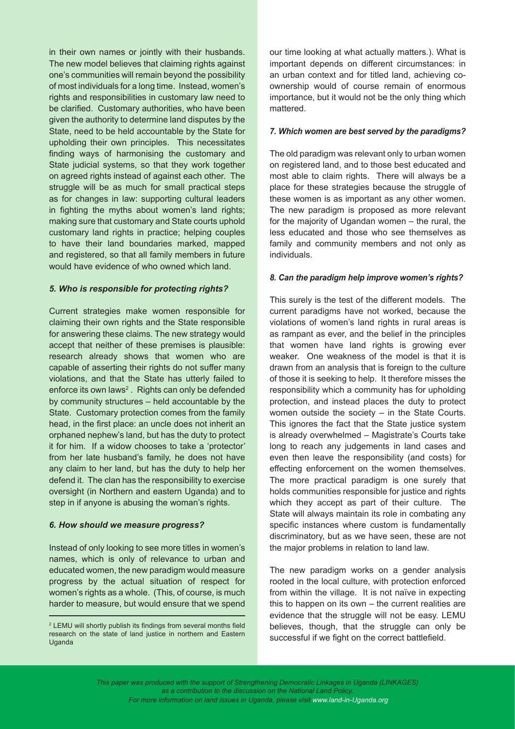in their own names or jointly with their husbands. The new model believes that claiming rights against one's communities will remain beyond the possibility of most individuals for a long time. Instead, women's rights and responsibilities in customary law need to be clarified. Customary authorities, who have been given the authority to determine land disputes by the State, need to be held accountable by the State for upholding their own principles. This necessitates finding ways of harmonising the customary and State judicial systems, so that they work together on agreed rights instead of against each other. The struggle will be as much for small practical steps as for changes in law: supporting cultural leaders in fighting the myths about women's land rights; making sure that customary and State courts uphold customary land rights in practice; helping couples to have their land boundaries marked, mapped and registered, so that all family members in future would have evidence of who owned which land.

### *5. Who is responsible for protecting rights?*

Current strategies make women responsible for claiming their own rights and the State responsible for answering these claims. The new strategy would accept that neither of these premises is plausible: research already shows that women who are capable of asserting their rights do not suffer many violations, and that the State has utterly failed to enforce its own laws[2]. Rights can only be defended by community structures – held accountable by the State. Customary protection comes from the family head, in the first place: an uncle does not inherit an orphaned nephew's land, but has the duty to protect it for him. If a widow chooses to take a 'protector' from her late husband's family, he does not have any claim to her land, but has the duty to help her defend it. The clan has the responsibility to exercise oversight (in Northern and eastern Uganda) and to step in if anyone is abusing the woman's rights.

### *6. How should we measure progress?*

Instead of only looking to see more titles in women's names, which is only of relevance to urban and educated women, the new paradigm would measure progress by the actual situation of respect for women's rights as a whole. (This, of course, is much harder to measure, but would ensure that we spend our time looking at what actually matters.). What is important depends on different circumstances: in an urban context and for titled land, achieving co-ownership would of course remain of enormous importance, but it would not be the only thing which mattered.

### *7. Which women are best served by the paradigms?*

The old paradigm was relevant only to urban women on registered land, and to those best educated and most able to claim rights. There will always be a place for these strategies because the struggle of these women is as important as any other women. The new paradigm is proposed as more relevant for the majority of Ugandan women – the rural, the less educated and those who see themselves as family and community members and not only as individuals.

### *8. Can the paradigm help improve women's rights?*

This surely is the test of the different models. The current paradigms have not worked, because the violations of women's land rights in rural areas is as rampant as ever, and the belief in the principles that women have land rights is growing ever weaker. One weakness of the model is that it is drawn from an analysis that is foreign to the culture of those it is seeking to help. It therefore misses the responsibility which a community has for upholding protection, and instead places the duty to protect women outside the society – in the State Courts. This ignores the fact that the State justice system is already overwhelmed – Magistrate's Courts take long to reach any judgements in land cases and even then leave the responsibility (and costs) for effecting enforcement on the women themselves. The more practical paradigm is one surely that holds communities responsible for justice and rights which they accept as part of their culture. The State will always maintain its role in combating any specific instances where custom is fundamentally discriminatory, but as we have seen, these are not the major problems in relation to land law.

The new paradigm works on a gender analysis rooted in the local culture, with protection enforced from within the village. It is not naïve in expecting this to happen on its own – the current realities are evidence that the struggle will not be easy. LEMU believes, though, that the struggle can only be successful if we fight on the correct battlefield.

[2] LEMU will shortly publish its findings from several months field research on the state of land justice in northern and Eastern Uganda

*This paper was produced with the support of Strengthening Democratic Linkages in Uganda (LINKAGES) as a contribution to the discussion on the National Land Policy. For more information on land issues in Uganda, please visit www.land-in-Uganda.org*